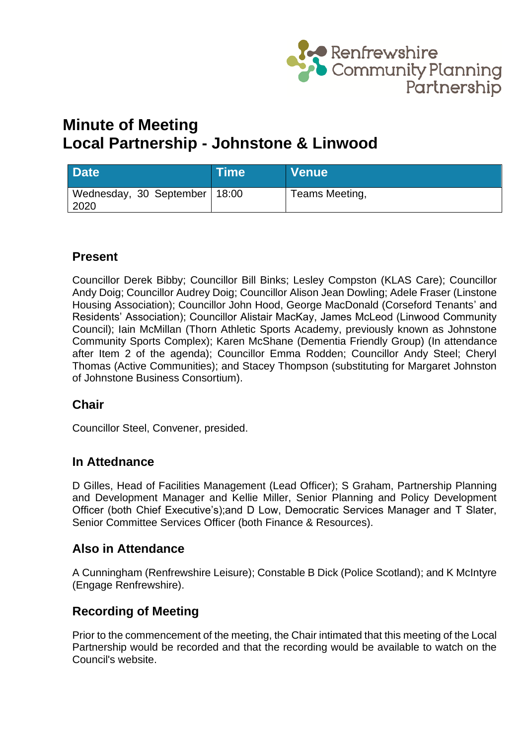Renfrewshire Community Planning Partnership

# Minute of Meeting
# Local Partnership - Johnstone & Linwood

| Date | Time | Venue |
| --- | --- | --- |
| Wednesday, 30 September 2020 | 18:00 | Teams Meeting, |

## Present

Councillor Derek Bibby; Councillor Bill Binks; Lesley Compston (KLAS Care); Councillor Andy Doig; Councillor Audrey Doig; Councillor Alison Jean Dowling; Adele Fraser (Linstone Housing Association); Councillor John Hood, George MacDonald (Corseford Tenants' and Residents' Association); Councillor Alistair MacKay, James McLeod (Linwood Community Council); Iain McMillan (Thorn Athletic Sports Academy, previously known as Johnstone Community Sports Complex); Karen McShane (Dementia Friendly Group) (In attendance after Item 2 of the agenda); Councillor Emma Rodden; Councillor Andy Steel; Cheryl Thomas (Active Communities); and Stacey Thompson (substituting for Margaret Johnston of Johnstone Business Consortium).

## Chair

Councillor Steel, Convener, presided.

## In Attednance

D Gilles, Head of Facilities Management (Lead Officer); S Graham, Partnership Planning and Development Manager and Kellie Miller, Senior Planning and Policy Development Officer (both Chief Executive's);and D Low, Democratic Services Manager and T Slater, Senior Committee Services Officer (both Finance & Resources).

## Also in Attendance

A Cunningham (Renfrewshire Leisure); Constable B Dick (Police Scotland); and K McIntyre (Engage Renfrewshire).

## Recording of Meeting

Prior to the commencement of the meeting, the Chair intimated that this meeting of the Local Partnership would be recorded and that the recording would be available to watch on the Council's website.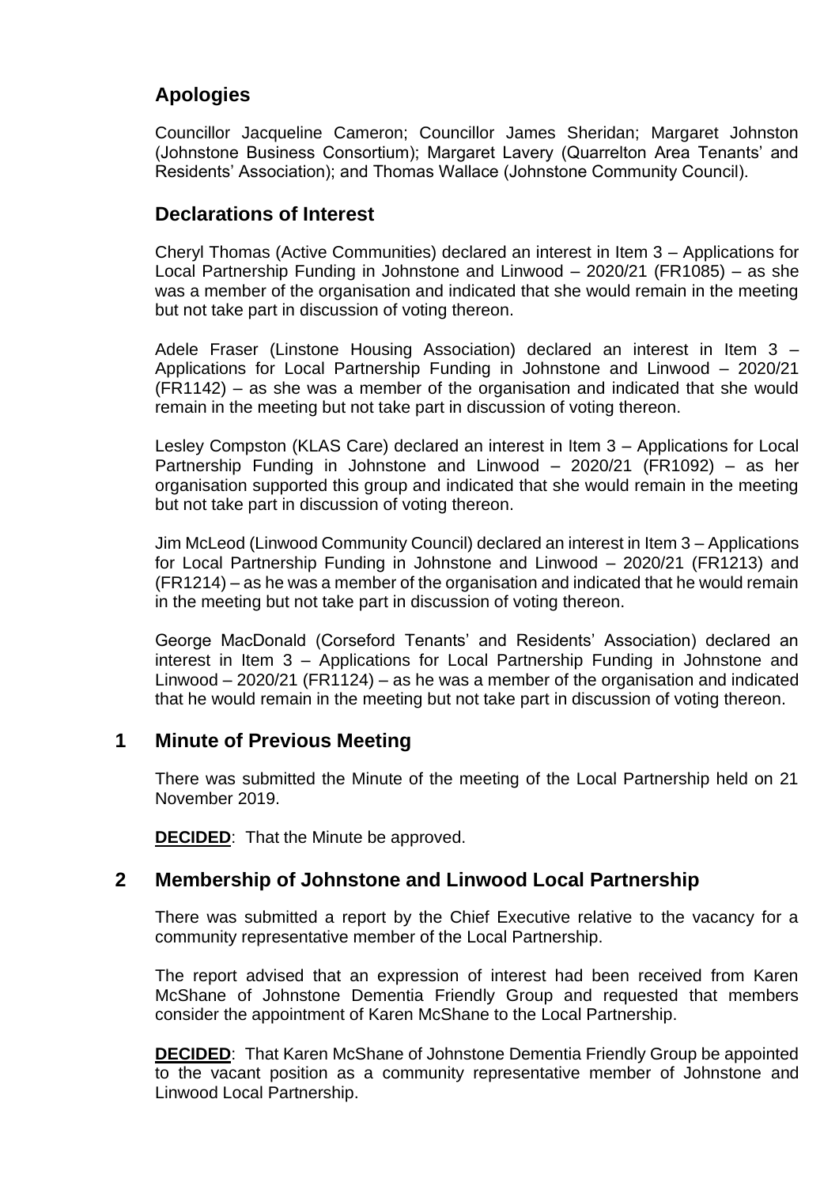## Apologies

Councillor Jacqueline Cameron; Councillor James Sheridan; Margaret Johnston (Johnstone Business Consortium); Margaret Lavery (Quarrelton Area Tenants' and Residents' Association); and Thomas Wallace (Johnstone Community Council).

## Declarations of Interest

Cheryl Thomas (Active Communities) declared an interest in Item 3 – Applications for Local Partnership Funding in Johnstone and Linwood – 2020/21 (FR1085) – as she was a member of the organisation and indicated that she would remain in the meeting but not take part in discussion of voting thereon.

Adele Fraser (Linstone Housing Association) declared an interest in Item 3 – Applications for Local Partnership Funding in Johnstone and Linwood – 2020/21 (FR1142) – as she was a member of the organisation and indicated that she would remain in the meeting but not take part in discussion of voting thereon.

Lesley Compston (KLAS Care) declared an interest in Item 3 – Applications for Local Partnership Funding in Johnstone and Linwood – 2020/21 (FR1092) – as her organisation supported this group and indicated that she would remain in the meeting but not take part in discussion of voting thereon.

Jim McLeod (Linwood Community Council) declared an interest in Item 3 – Applications for Local Partnership Funding in Johnstone and Linwood – 2020/21 (FR1213) and (FR1214) – as he was a member of the organisation and indicated that he would remain in the meeting but not take part in discussion of voting thereon.

George MacDonald (Corseford Tenants' and Residents' Association) declared an interest in Item 3 – Applications for Local Partnership Funding in Johnstone and Linwood – 2020/21 (FR1124) – as he was a member of the organisation and indicated that he would remain in the meeting but not take part in discussion of voting thereon.

## 1 Minute of Previous Meeting

There was submitted the Minute of the meeting of the Local Partnership held on 21 November 2019.

**DECIDED**: That the Minute be approved.

## 2 Membership of Johnstone and Linwood Local Partnership

There was submitted a report by the Chief Executive relative to the vacancy for a community representative member of the Local Partnership.

The report advised that an expression of interest had been received from Karen McShane of Johnstone Dementia Friendly Group and requested that members consider the appointment of Karen McShane to the Local Partnership.

**DECIDED**: That Karen McShane of Johnstone Dementia Friendly Group be appointed to the vacant position as a community representative member of Johnstone and Linwood Local Partnership.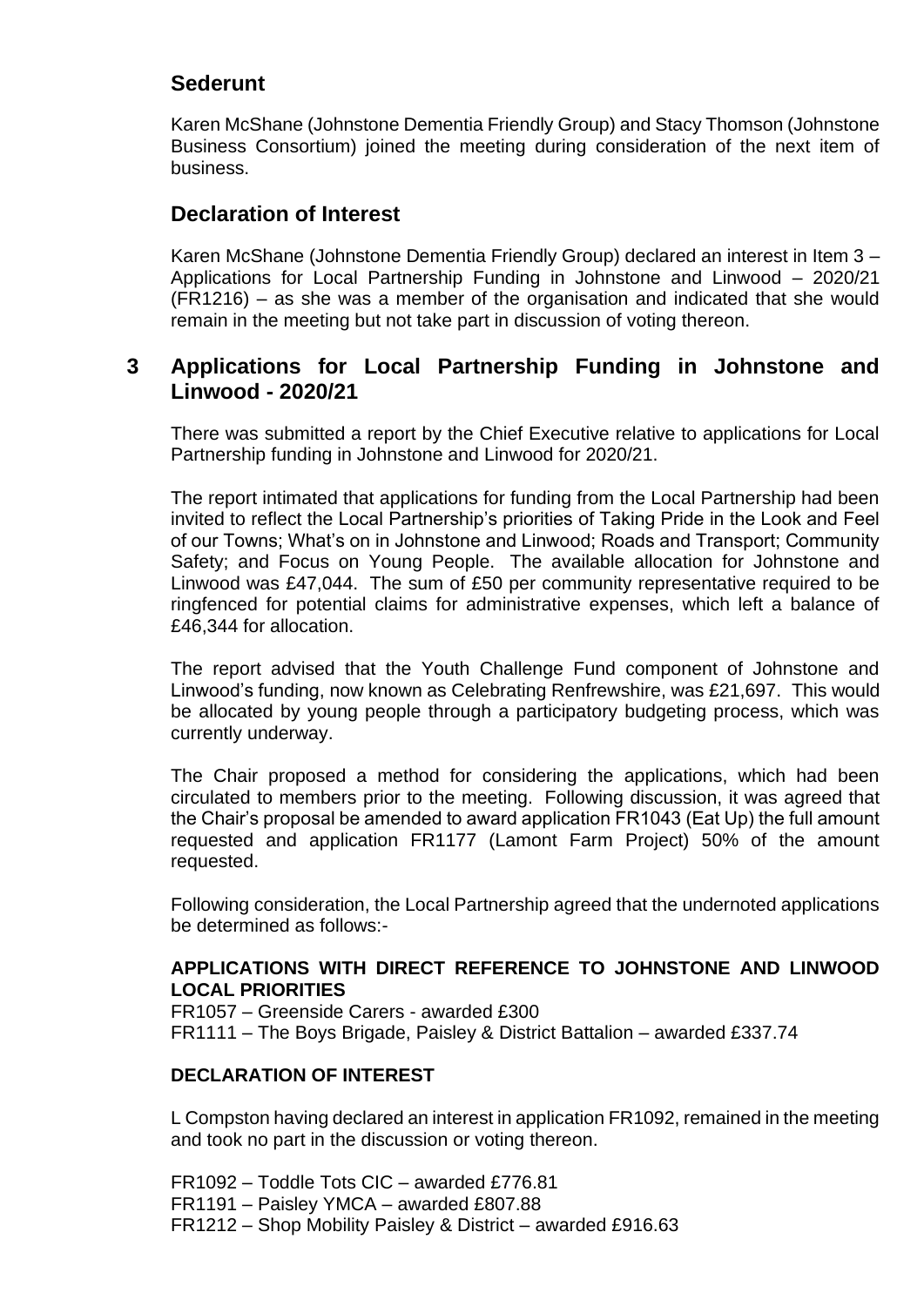## Sederunt

Karen McShane (Johnstone Dementia Friendly Group) and Stacy Thomson (Johnstone Business Consortium) joined the meeting during consideration of the next item of business.

## Declaration of Interest

Karen McShane (Johnstone Dementia Friendly Group) declared an interest in Item 3 – Applications for Local Partnership Funding in Johnstone and Linwood – 2020/21 (FR1216) – as she was a member of the organisation and indicated that she would remain in the meeting but not take part in discussion of voting thereon.

## 3 Applications for Local Partnership Funding in Johnstone and Linwood - 2020/21

There was submitted a report by the Chief Executive relative to applications for Local Partnership funding in Johnstone and Linwood for 2020/21.

The report intimated that applications for funding from the Local Partnership had been invited to reflect the Local Partnership's priorities of Taking Pride in the Look and Feel of our Towns; What's on in Johnstone and Linwood; Roads and Transport; Community Safety; and Focus on Young People. The available allocation for Johnstone and Linwood was £47,044. The sum of £50 per community representative required to be ringfenced for potential claims for administrative expenses, which left a balance of £46,344 for allocation.

The report advised that the Youth Challenge Fund component of Johnstone and Linwood's funding, now known as Celebrating Renfrewshire, was £21,697. This would be allocated by young people through a participatory budgeting process, which was currently underway.

The Chair proposed a method for considering the applications, which had been circulated to members prior to the meeting. Following discussion, it was agreed that the Chair's proposal be amended to award application FR1043 (Eat Up) the full amount requested and application FR1177 (Lamont Farm Project) 50% of the amount requested.

Following consideration, the Local Partnership agreed that the undernoted applications be determined as follows:-

**APPLICATIONS WITH DIRECT REFERENCE TO JOHNSTONE AND LINWOOD LOCAL PRIORITIES**

FR1057 – Greenside Carers - awarded £300
FR1111 – The Boys Brigade, Paisley & District Battalion – awarded £337.74

**DECLARATION OF INTEREST**

L Compston having declared an interest in application FR1092, remained in the meeting and took no part in the discussion or voting thereon.

FR1092 – Toddle Tots CIC – awarded £776.81
FR1191 – Paisley YMCA – awarded £807.88
FR1212 – Shop Mobility Paisley & District – awarded £916.63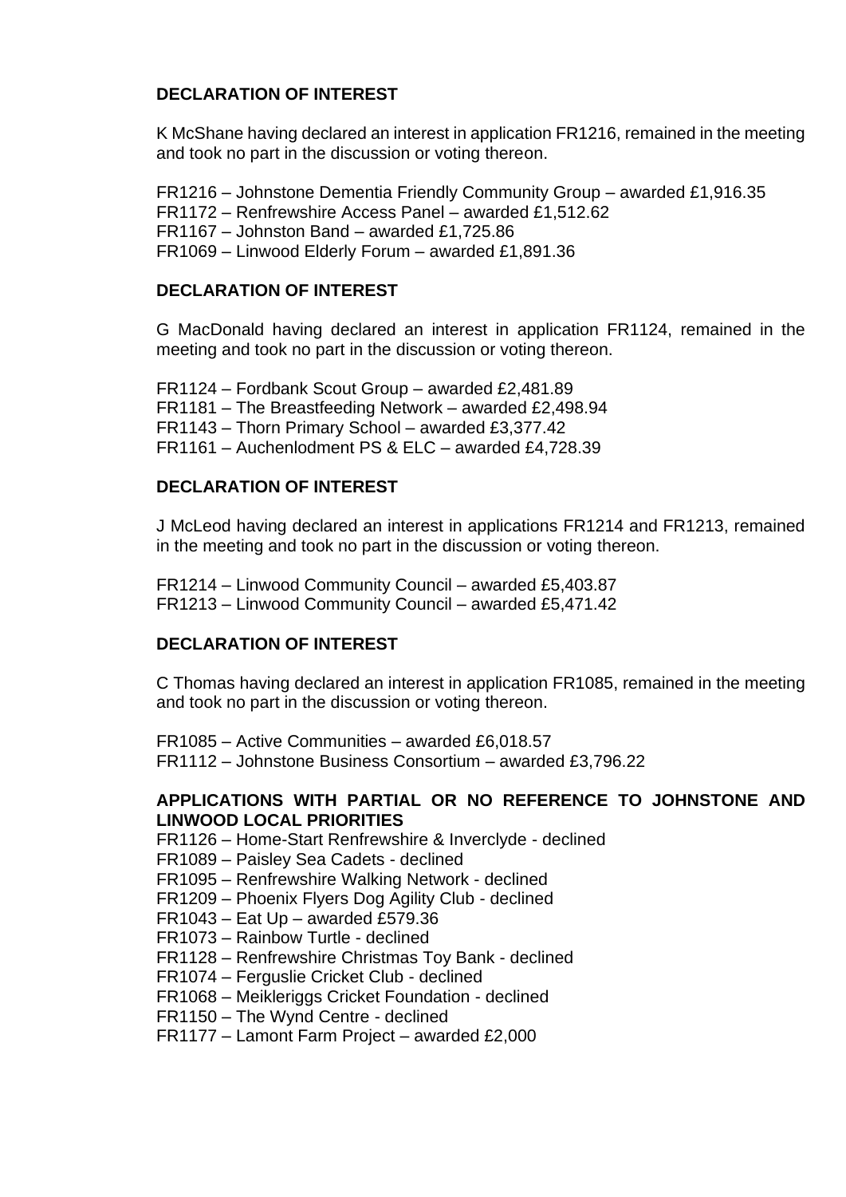**DECLARATION OF INTEREST**

K McShane having declared an interest in application FR1216, remained in the meeting and took no part in the discussion or voting thereon.

FR1216 – Johnstone Dementia Friendly Community Group – awarded £1,916.35
FR1172 – Renfrewshire Access Panel – awarded £1,512.62
FR1167 – Johnston Band – awarded £1,725.86
FR1069 – Linwood Elderly Forum – awarded £1,891.36

**DECLARATION OF INTEREST**

G MacDonald having declared an interest in application FR1124, remained in the meeting and took no part in the discussion or voting thereon.

FR1124 – Fordbank Scout Group – awarded £2,481.89
FR1181 – The Breastfeeding Network – awarded £2,498.94
FR1143 – Thorn Primary School – awarded £3,377.42
FR1161 – Auchenlodment PS & ELC – awarded £4,728.39

**DECLARATION OF INTEREST**

J McLeod having declared an interest in applications FR1214 and FR1213, remained in the meeting and took no part in the discussion or voting thereon.

FR1214 – Linwood Community Council – awarded £5,403.87
FR1213 – Linwood Community Council – awarded £5,471.42

**DECLARATION OF INTEREST**

C Thomas having declared an interest in application FR1085, remained in the meeting and took no part in the discussion or voting thereon.

FR1085 – Active Communities – awarded £6,018.57
FR1112 – Johnstone Business Consortium – awarded £3,796.22

**APPLICATIONS WITH PARTIAL OR NO REFERENCE TO JOHNSTONE AND LINWOOD LOCAL PRIORITIES**

FR1126 – Home-Start Renfrewshire & Inverclyde - declined
FR1089 – Paisley Sea Cadets - declined
FR1095 – Renfrewshire Walking Network - declined
FR1209 – Phoenix Flyers Dog Agility Club - declined
FR1043 – Eat Up – awarded £579.36
FR1073 – Rainbow Turtle - declined
FR1128 – Renfrewshire Christmas Toy Bank - declined
FR1074 – Ferguslie Cricket Club - declined
FR1068 – Meikleriggs Cricket Foundation - declined
FR1150 – The Wynd Centre - declined
FR1177 – Lamont Farm Project – awarded £2,000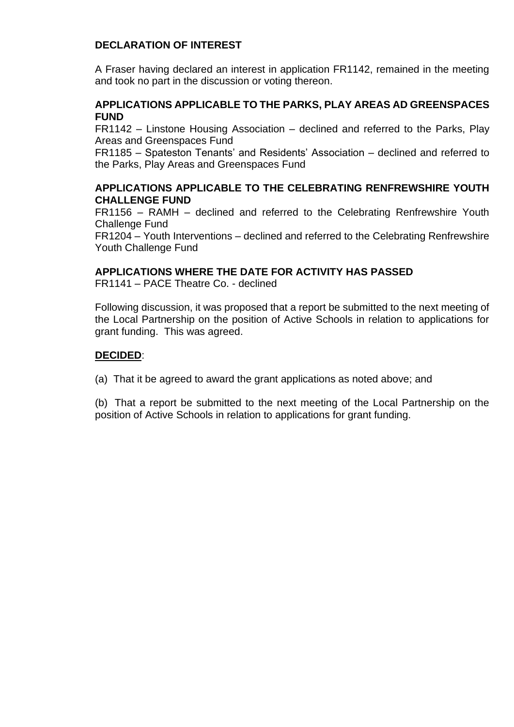**DECLARATION OF INTEREST**

A Fraser having declared an interest in application FR1142, remained in the meeting and took no part in the discussion or voting thereon.

**APPLICATIONS APPLICABLE TO THE PARKS, PLAY AREAS AD GREENSPACES FUND**

FR1142 – Linstone Housing Association – declined and referred to the Parks, Play Areas and Greenspaces Fund

FR1185 – Spateston Tenants' and Residents' Association – declined and referred to the Parks, Play Areas and Greenspaces Fund

**APPLICATIONS APPLICABLE TO THE CELEBRATING RENFREWSHIRE YOUTH CHALLENGE FUND**

FR1156 – RAMH – declined and referred to the Celebrating Renfrewshire Youth Challenge Fund

FR1204 – Youth Interventions – declined and referred to the Celebrating Renfrewshire Youth Challenge Fund

**APPLICATIONS WHERE THE DATE FOR ACTIVITY HAS PASSED**

FR1141 – PACE Theatre Co. - declined

Following discussion, it was proposed that a report be submitted to the next meeting of the Local Partnership on the position of Active Schools in relation to applications for grant funding. This was agreed.

**DECIDED**:

(a) That it be agreed to award the grant applications as noted above; and

(b) That a report be submitted to the next meeting of the Local Partnership on the position of Active Schools in relation to applications for grant funding.